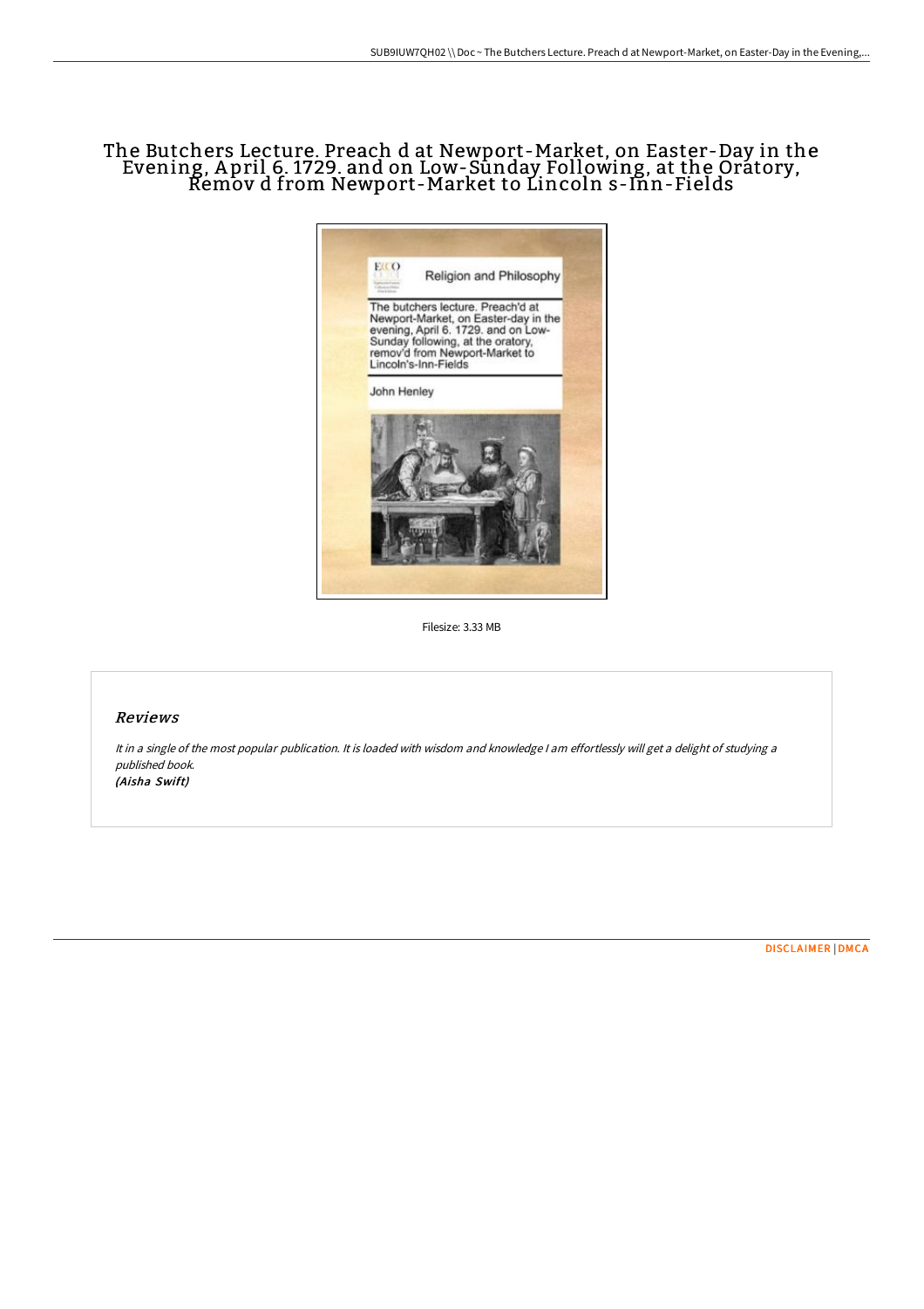# The Butchers Lecture. Preach d at Newport-Market, on Easter-Day in the Evening, April 6. 1729. and on Low-Sunday Following, at the Oratory, Remov d from Newport-Market to Lincoln s-Inn-Fields

Filesize: 3.33 MB

## Reviews

*It in a single of the most popular publication. It is loaded with wisdom and knowledge I am effortlessly will get a delight of studying a published book.*
*(Aisha Swift)*

DISCLAIMER | DMCA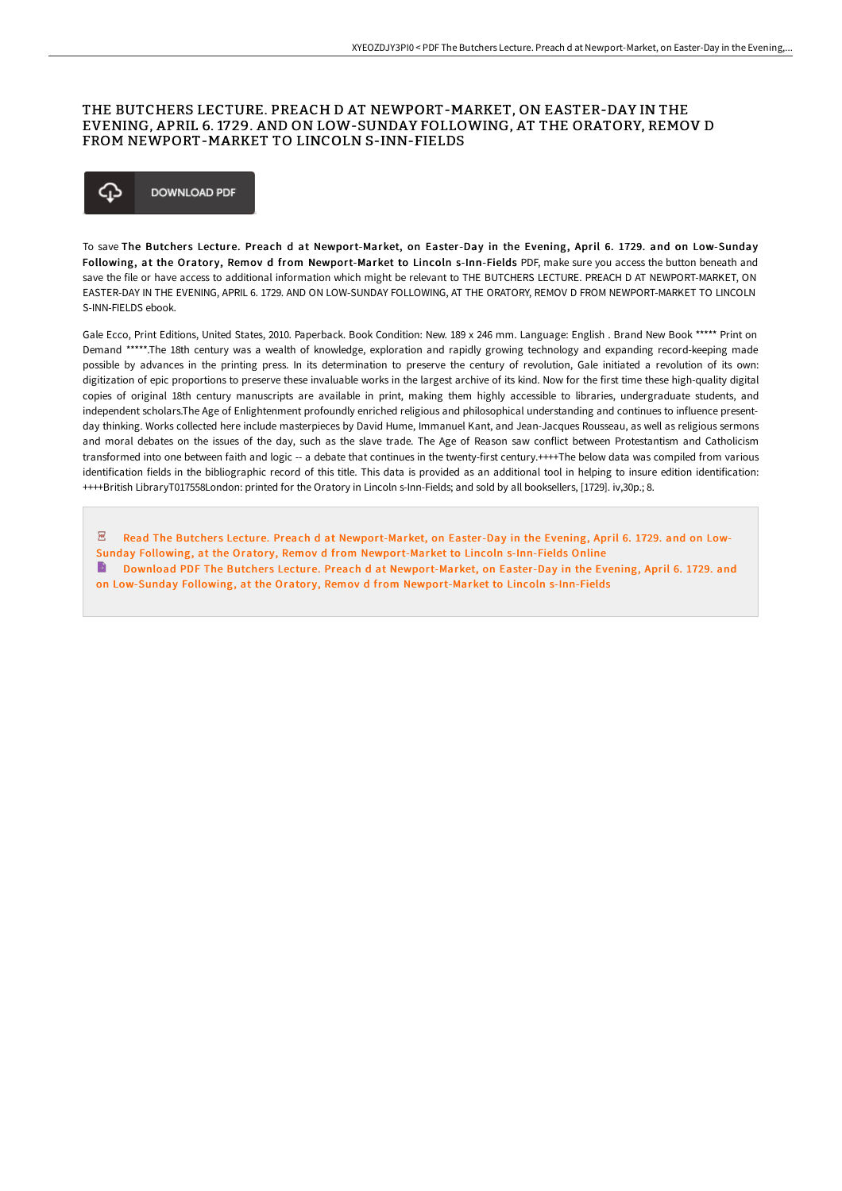# THE BUTCHERS LECTURE. PREACH D AT NEWPORT-MARKET, ON EASTER-DAY IN THE EVENING, APRIL 6. 1729. AND ON LOW-SUNDAY FOLLOWING, AT THE ORATORY, REMOV D FROM NEWPORT-MARKET TO LINCOLN S-INN-FIELDS

DOWNLOAD PDF

To save **The Butchers Lecture. Preach d at Newport-Market, on Easter-Day in the Evening, April 6. 1729. and on Low-Sunday Following, at the Oratory, Remov d from Newport-Market to Lincoln s-Inn-Fields** PDF, make sure you access the button beneath and save the file or have access to additional information which might be relevant to THE BUTCHERS LECTURE. PREACH D AT NEWPORT-MARKET, ON EASTER-DAY IN THE EVENING, APRIL 6. 1729. AND ON LOW-SUNDAY FOLLOWING, AT THE ORATORY, REMOV D FROM NEWPORT-MARKET TO LINCOLN S-INN-FIELDS ebook.

Gale Ecco, Print Editions, United States, 2010. Paperback. Book Condition: New. 189 x 246 mm. Language: English . Brand New Book ***** Print on Demand *****.The 18th century was a wealth of knowledge, exploration and rapidly growing technology and expanding record-keeping made possible by advances in the printing press. In its determination to preserve the century of revolution, Gale initiated a revolution of its own: digitization of epic proportions to preserve these invaluable works in the largest archive of its kind. Now for the first time these high-quality digital copies of original 18th century manuscripts are available in print, making them highly accessible to libraries, undergraduate students, and independent scholars.The Age of Enlightenment profoundly enriched religious and philosophical understanding and continues to influence present-day thinking. Works collected here include masterpieces by David Hume, Immanuel Kant, and Jean-Jacques Rousseau, as well as religious sermons and moral debates on the issues of the day, such as the slave trade. The Age of Reason saw conflict between Protestantism and Catholicism transformed into one between faith and logic -- a debate that continues in the twenty-first century.++++The below data was compiled from various identification fields in the bibliographic record of this title. This data is provided as an additional tool in helping to insure edition identification: ++++British LibraryT017558London: printed for the Oratory in Lincoln s-Inn-Fields; and sold by all booksellers, [1729]. iv,30p.; 8.

Read The Butchers Lecture. Preach d at Newport-Market, on Easter-Day in the Evening, April 6. 1729. and on Low-Sunday Following, at the Oratory, Remov d from Newport-Market to Lincoln s-Inn-Fields Online

Download PDF The Butchers Lecture. Preach d at Newport-Market, on Easter-Day in the Evening, April 6. 1729. and on Low-Sunday Following, at the Oratory, Remov d from Newport-Market to Lincoln s-Inn-Fields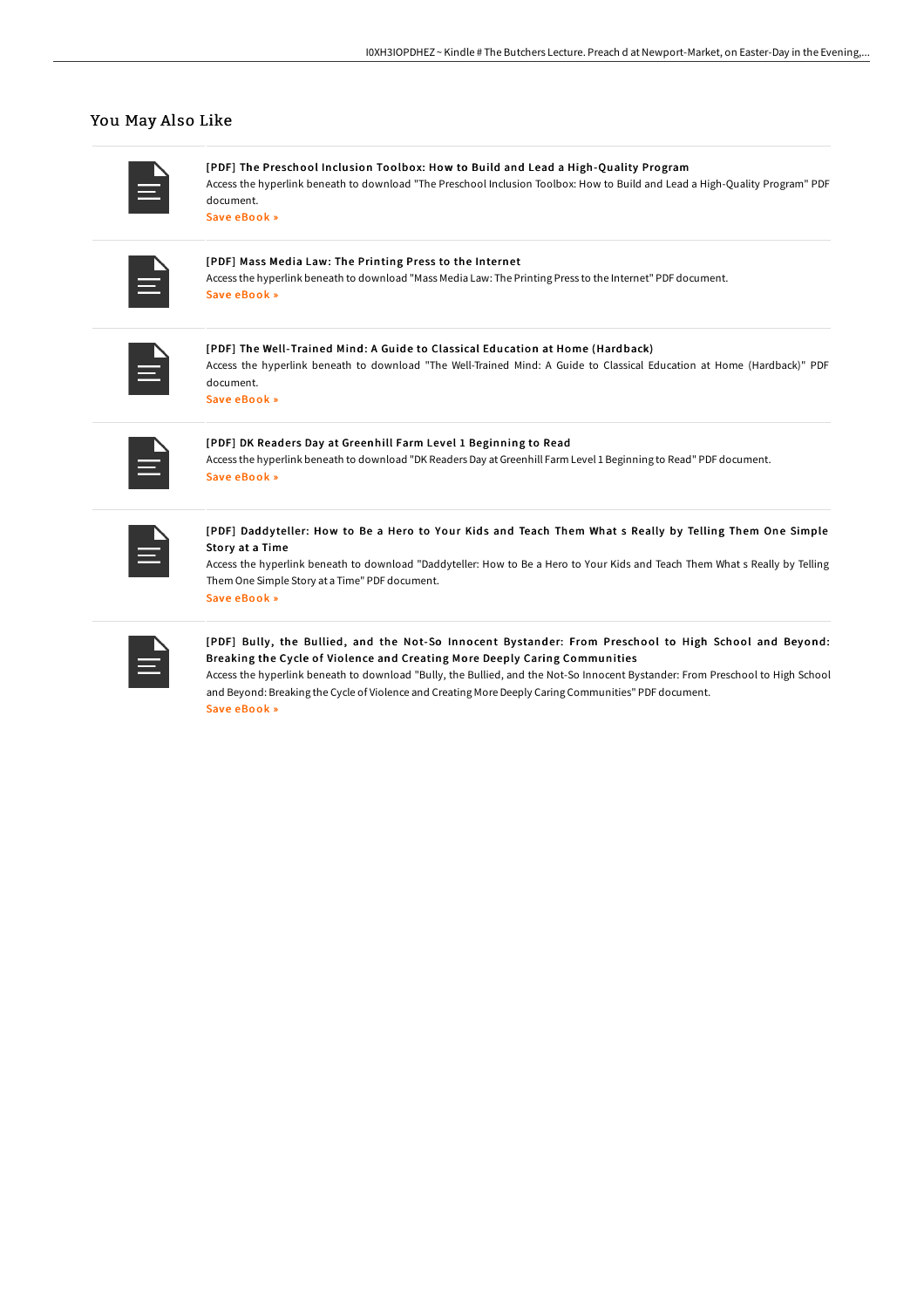## You May Also Like

[PDF] The Preschool Inclusion Toolbox: How to Build and Lead a High-Quality Program

Access the hyperlink beneath to download "The Preschool Inclusion Toolbox: How to Build and Lead a High-Quality Program" PDF document.

Save eBook »

[PDF] Mass Media Law: The Printing Press to the Internet

Access the hyperlink beneath to download "Mass Media Law: The Printing Press to the Internet" PDF document.

Save eBook »

[PDF] The Well-Trained Mind: A Guide to Classical Education at Home (Hardback)

Access the hyperlink beneath to download "The Well-Trained Mind: A Guide to Classical Education at Home (Hardback)" PDF document.

Save eBook »

[PDF] DK Readers Day at Greenhill Farm Level 1 Beginning to Read

Access the hyperlink beneath to download "DK Readers Day at Greenhill Farm Level 1 Beginning to Read" PDF document.

Save eBook »

[PDF] Daddyteller: How to Be a Hero to Your Kids and Teach Them What s Really by Telling Them One Simple Story at a Time

Access the hyperlink beneath to download "Daddyteller: How to Be a Hero to Your Kids and Teach Them What s Really by Telling Them One Simple Story at a Time" PDF document.

Save eBook »

[PDF] Bully, the Bullied, and the Not-So Innocent Bystander: From Preschool to High School and Beyond: Breaking the Cycle of Violence and Creating More Deeply Caring Communities

Access the hyperlink beneath to download "Bully, the Bullied, and the Not-So Innocent Bystander: From Preschool to High School and Beyond: Breaking the Cycle of Violence and Creating More Deeply Caring Communities" PDF document.

Save eBook »